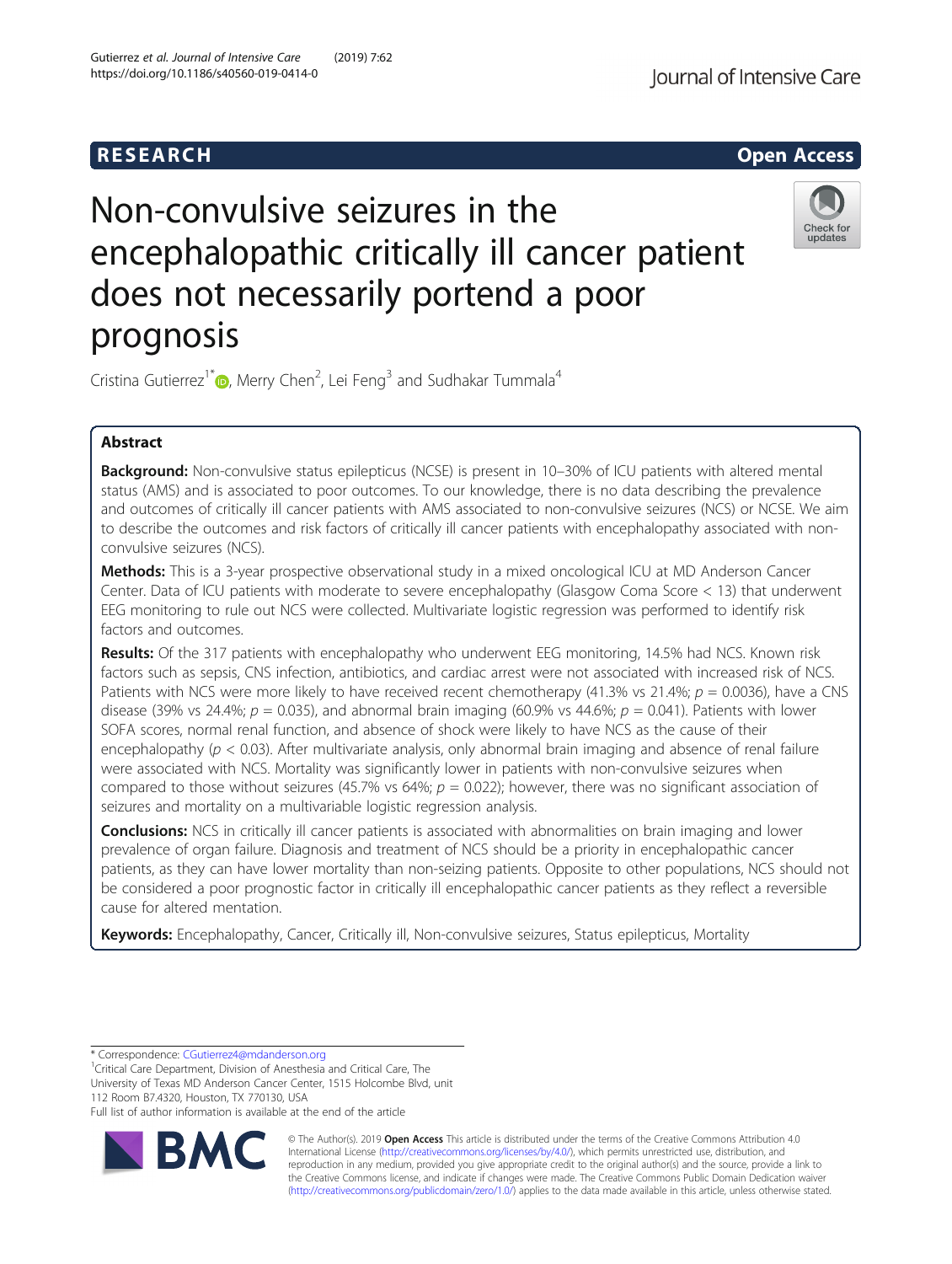RESEARCH

Open Access

# Non-convulsive seizures in the encephalopathic critically ill cancer patient does not necessarily portend a poor prognosis

Cristina Gutierrez[1*], Merry Chen[2], Lei Feng[3] and Sudhakar Tummala[4]

## Abstract

**Background:** Non-convulsive status epilepticus (NCSE) is present in 10–30% of ICU patients with altered mental status (AMS) and is associated to poor outcomes. To our knowledge, there is no data describing the prevalence and outcomes of critically ill cancer patients with AMS associated to non-convulsive seizures (NCS) or NCSE. We aim to describe the outcomes and risk factors of critically ill cancer patients with encephalopathy associated with non-convulsive seizures (NCS).

**Methods:** This is a 3-year prospective observational study in a mixed oncological ICU at MD Anderson Cancer Center. Data of ICU patients with moderate to severe encephalopathy (Glasgow Coma Score < 13) that underwent EEG monitoring to rule out NCS were collected. Multivariate logistic regression was performed to identify risk factors and outcomes.

**Results:** Of the 317 patients with encephalopathy who underwent EEG monitoring, 14.5% had NCS. Known risk factors such as sepsis, CNS infection, antibiotics, and cardiac arrest were not associated with increased risk of NCS. Patients with NCS were more likely to have received recent chemotherapy (41.3% vs 21.4%; $p = 0.0036$), have a CNS disease (39% vs 24.4%; $p = 0.035$), and abnormal brain imaging (60.9% vs 44.6%; $p = 0.041$). Patients with lower SOFA scores, normal renal function, and absence of shock were likely to have NCS as the cause of their encephalopathy ($p < 0.03$). After multivariate analysis, only abnormal brain imaging and absence of renal failure were associated with NCS. Mortality was significantly lower in patients with non-convulsive seizures when compared to those without seizures (45.7% vs 64%; $p = 0.022$); however, there was no significant association of seizures and mortality on a multivariable logistic regression analysis.

**Conclusions:** NCS in critically ill cancer patients is associated with abnormalities on brain imaging and lower prevalence of organ failure. Diagnosis and treatment of NCS should be a priority in encephalopathic cancer patients, as they can have lower mortality than non-seizing patients. Opposite to other populations, NCS should not be considered a poor prognostic factor in critically ill encephalopathic cancer patients as they reflect a reversible cause for altered mentation.

**Keywords:** Encephalopathy, Cancer, Critically ill, Non-convulsive seizures, Status epilepticus, Mortality

---

* Correspondence: CGutierrez4@mdanderson.org
[1]Critical Care Department, Division of Anesthesia and Critical Care, The University of Texas MD Anderson Cancer Center, 1515 Holcombe Blvd, unit 112 Room B7.4320, Houston, TX 770130, USA
Full list of author information is available at the end of the article

© The Author(s). 2019 **Open Access** This article is distributed under the terms of the Creative Commons Attribution 4.0 International License (http://creativecommons.org/licenses/by/4.0/), which permits unrestricted use, distribution, and reproduction in any medium, provided you give appropriate credit to the original author(s) and the source, provide a link to the Creative Commons license, and indicate if changes were made. The Creative Commons Public Domain Dedication waiver (http://creativecommons.org/publicdomain/zero/1.0/) applies to the data made available in this article, unless otherwise stated.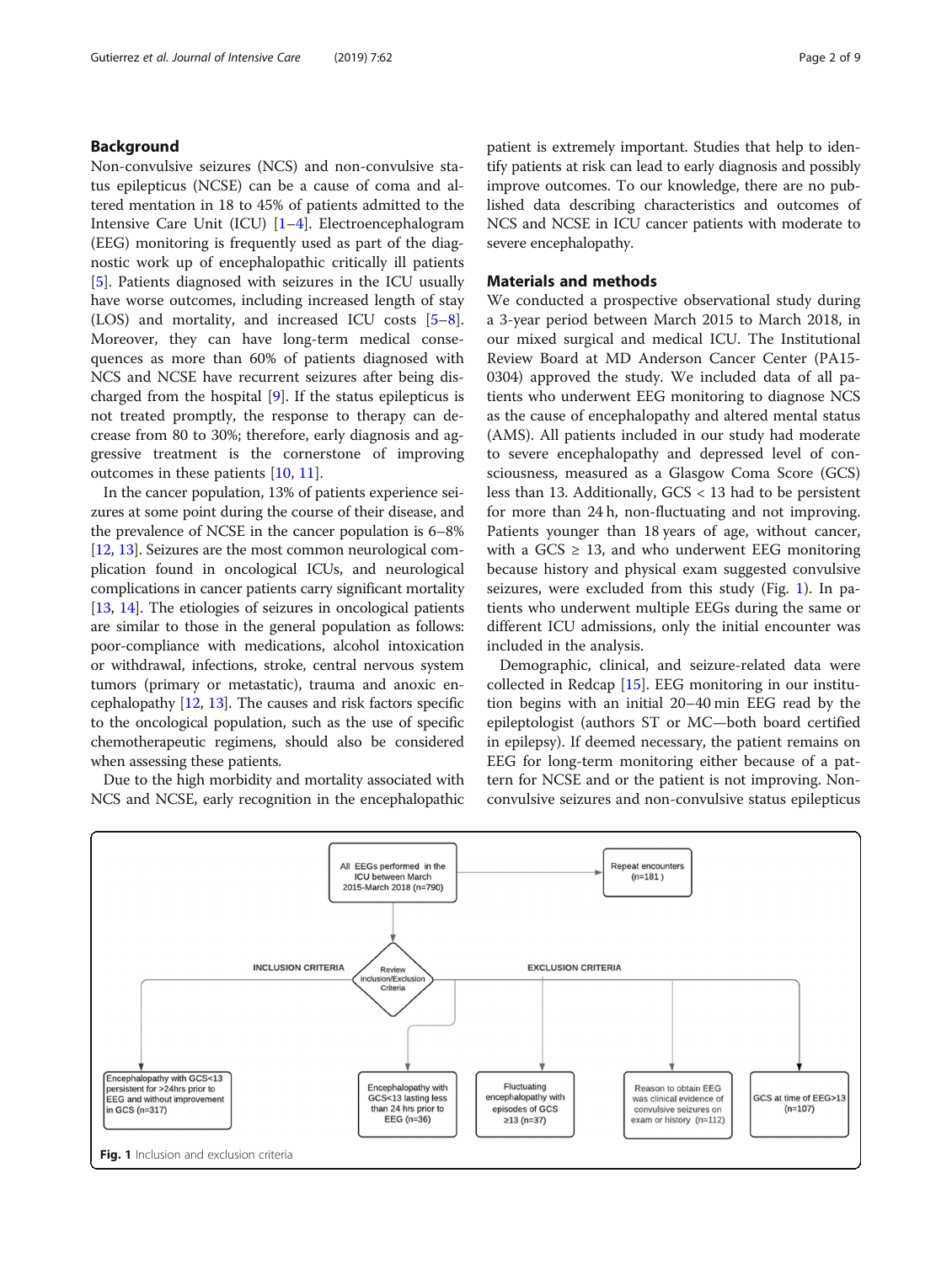## Background

Non-convulsive seizures (NCS) and non-convulsive status epilepticus (NCSE) can be a cause of coma and altered mentation in 18 to 45% of patients admitted to the Intensive Care Unit (ICU) [1–4]. Electroencephalogram (EEG) monitoring is frequently used as part of the diagnostic work up of encephalopathic critically ill patients [5]. Patients diagnosed with seizures in the ICU usually have worse outcomes, including increased length of stay (LOS) and mortality, and increased ICU costs [5–8]. Moreover, they can have long-term medical consequences as more than 60% of patients diagnosed with NCS and NCSE have recurrent seizures after being discharged from the hospital [9]. If the status epilepticus is not treated promptly, the response to therapy can decrease from 80 to 30%; therefore, early diagnosis and aggressive treatment is the cornerstone of improving outcomes in these patients [10, 11].

In the cancer population, 13% of patients experience seizures at some point during the course of their disease, and the prevalence of NCSE in the cancer population is 6–8% [12, 13]. Seizures are the most common neurological complication found in oncological ICUs, and neurological complications in cancer patients carry significant mortality [13, 14]. The etiologies of seizures in oncological patients are similar to those in the general population as follows: poor-compliance with medications, alcohol intoxication or withdrawal, infections, stroke, central nervous system tumors (primary or metastatic), trauma and anoxic encephalopathy [12, 13]. The causes and risk factors specific to the oncological population, such as the use of specific chemotherapeutic regimens, should also be considered when assessing these patients.

Due to the high morbidity and mortality associated with NCS and NCSE, early recognition in the encephalopathic patient is extremely important. Studies that help to identify patients at risk can lead to early diagnosis and possibly improve outcomes. To our knowledge, there are no published data describing characteristics and outcomes of NCS and NCSE in ICU cancer patients with moderate to severe encephalopathy.

## Materials and methods

We conducted a prospective observational study during a 3-year period between March 2015 to March 2018, in our mixed surgical and medical ICU. The Institutional Review Board at MD Anderson Cancer Center (PA15-0304) approved the study. We included data of all patients who underwent EEG monitoring to diagnose NCS as the cause of encephalopathy and altered mental status (AMS). All patients included in our study had moderate to severe encephalopathy and depressed level of consciousness, measured as a Glasgow Coma Score (GCS) less than 13. Additionally, GCS < 13 had to be persistent for more than 24 h, non-fluctuating and not improving. Patients younger than 18 years of age, without cancer, with a GCS ≥ 13, and who underwent EEG monitoring because history and physical exam suggested convulsive seizures, were excluded from this study (Fig. 1). In patients who underwent multiple EEGs during the same or different ICU admissions, only the initial encounter was included in the analysis.

Demographic, clinical, and seizure-related data were collected in Redcap [15]. EEG monitoring in our institution begins with an initial 20–40 min EEG read by the epileptologist (authors ST or MC—both board certified in epilepsy). If deemed necessary, the patient remains on EEG for long-term monitoring either because of a pattern for NCSE and or the patient is not improving. Non-convulsive seizures and non-convulsive status epilepticus

**Fig. 1** Inclusion and exclusion criteria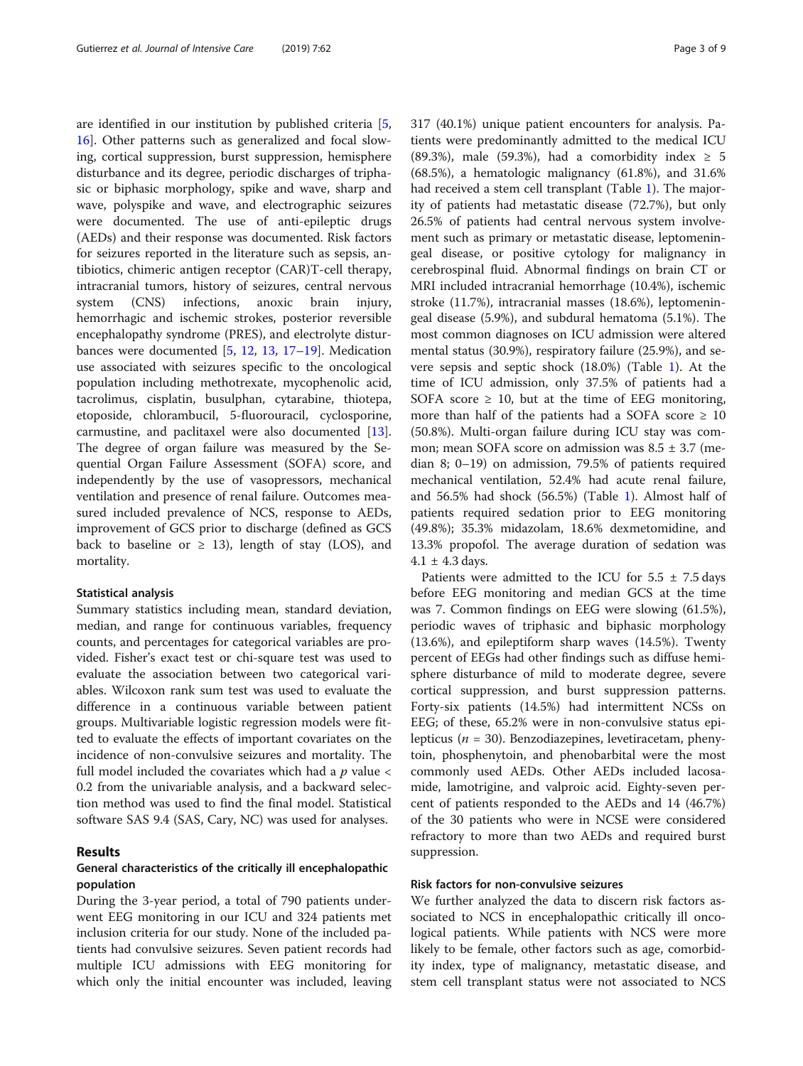are identified in our institution by published criteria [5, 16]. Other patterns such as generalized and focal slowing, cortical suppression, burst suppression, hemisphere disturbance and its degree, periodic discharges of triphasic or biphasic morphology, spike and wave, sharp and wave, polyspike and wave, and electrographic seizures were documented. The use of anti-epileptic drugs (AEDs) and their response was documented. Risk factors for seizures reported in the literature such as sepsis, antibiotics, chimeric antigen receptor (CAR)T-cell therapy, intracranial tumors, history of seizures, central nervous system (CNS) infections, anoxic brain injury, hemorrhagic and ischemic strokes, posterior reversible encephalopathy syndrome (PRES), and electrolyte disturbances were documented [5, 12, 13, 17–19]. Medication use associated with seizures specific to the oncological population including methotrexate, mycophenolic acid, tacrolimus, cisplatin, busulphan, cytarabine, thiotepa, etoposide, chlorambucil, 5-fluorouracil, cyclosporine, carmustine, and paclitaxel were also documented [13]. The degree of organ failure was measured by the Sequential Organ Failure Assessment (SOFA) score, and independently by the use of vasopressors, mechanical ventilation and presence of renal failure. Outcomes measured included prevalence of NCS, response to AEDs, improvement of GCS prior to discharge (defined as GCS back to baseline or ≥ 13), length of stay (LOS), and mortality.

### Statistical analysis

Summary statistics including mean, standard deviation, median, and range for continuous variables, frequency counts, and percentages for categorical variables are provided. Fisher's exact test or chi-square test was used to evaluate the association between two categorical variables. Wilcoxon rank sum test was used to evaluate the difference in a continuous variable between patient groups. Multivariable logistic regression models were fitted to evaluate the effects of important covariates on the incidence of non-convulsive seizures and mortality. The full model included the covariates which had a $p$ value < 0.2 from the univariable analysis, and a backward selection method was used to find the final model. Statistical software SAS 9.4 (SAS, Cary, NC) was used for analyses.

## Results

### General characteristics of the critically ill encephalopathic population

During the 3-year period, a total of 790 patients underwent EEG monitoring in our ICU and 324 patients met inclusion criteria for our study. None of the included patients had convulsive seizures. Seven patient records had multiple ICU admissions with EEG monitoring for which only the initial encounter was included, leaving 317 (40.1%) unique patient encounters for analysis. Patients were predominantly admitted to the medical ICU (89.3%), male (59.3%), had a comorbidity index ≥ 5 (68.5%), a hematologic malignancy (61.8%), and 31.6% had received a stem cell transplant (Table 1). The majority of patients had metastatic disease (72.7%), but only 26.5% of patients had central nervous system involvement such as primary or metastatic disease, leptomeningeal disease, or positive cytology for malignancy in cerebrospinal fluid. Abnormal findings on brain CT or MRI included intracranial hemorrhage (10.4%), ischemic stroke (11.7%), intracranial masses (18.6%), leptomeningeal disease (5.9%), and subdural hematoma (5.1%). The most common diagnoses on ICU admission were altered mental status (30.9%), respiratory failure (25.9%), and severe sepsis and septic shock (18.0%) (Table 1). At the time of ICU admission, only 37.5% of patients had a SOFA score ≥ 10, but at the time of EEG monitoring, more than half of the patients had a SOFA score ≥ 10 (50.8%). Multi-organ failure during ICU stay was common; mean SOFA score on admission was 8.5 ± 3.7 (median 8; 0–19) on admission, 79.5% of patients required mechanical ventilation, 52.4% had acute renal failure, and 56.5% had shock (56.5%) (Table 1). Almost half of patients required sedation prior to EEG monitoring (49.8%); 35.3% midazolam, 18.6% dexmetomidine, and 13.3% propofol. The average duration of sedation was 4.1 ± 4.3 days.

Patients were admitted to the ICU for 5.5 ± 7.5 days before EEG monitoring and median GCS at the time was 7. Common findings on EEG were slowing (61.5%), periodic waves of triphasic and biphasic morphology (13.6%), and epileptiform sharp waves (14.5%). Twenty percent of EEGs had other findings such as diffuse hemisphere disturbance of mild to moderate degree, severe cortical suppression, and burst suppression patterns. Forty-six patients (14.5%) had intermittent NCSs on EEG; of these, 65.2% were in non-convulsive status epilepticus ($n$ = 30). Benzodiazepines, levetiracetam, phenytoin, phosphenytoin, and phenobarbital were the most commonly used AEDs. Other AEDs included lacosamide, lamotrigine, and valproic acid. Eighty-seven percent of patients responded to the AEDs and 14 (46.7%) of the 30 patients who were in NCSE were considered refractory to more than two AEDs and required burst suppression.

### Risk factors for non-convulsive seizures

We further analyzed the data to discern risk factors associated to NCS in encephalopathic critically ill oncological patients. While patients with NCS were more likely to be female, other factors such as age, comorbidity index, type of malignancy, metastatic disease, and stem cell transplant status were not associated to NCS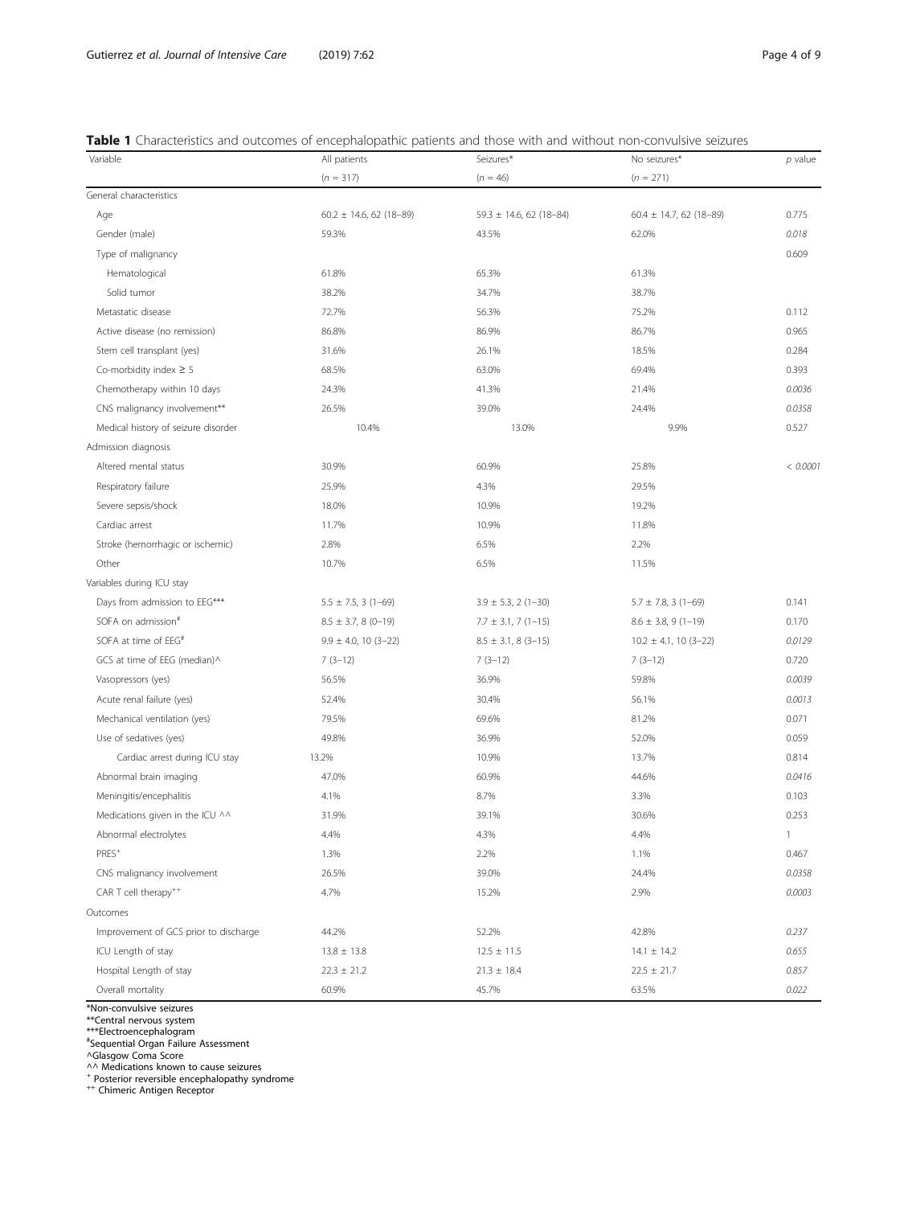**Table 1** Characteristics and outcomes of encephalopathic patients and those with and without non-convulsive seizures

| Variable | All patients | Seizures* | No seizures* | *p* value |
|---|---|---|---|---|
| | (*n* = 317) | (*n* = 46) | (*n* = 271) | |
| General characteristics | | | | |
| Age | 60.2 ± 14.6, 62 (18–89) | 59.3 ± 14.6, 62 (18–84) | 60.4 ± 14.7, 62 (18–89) | 0.775 |
| Gender (male) | 59.3% | 43.5% | 62.0% | *0.018* |
| Type of malignancy | | | | 0.609 |
| Hematological | 61.8% | 65.3% | 61.3% | |
| Solid tumor | 38.2% | 34.7% | 38.7% | |
| Metastatic disease | 72.7% | 56.3% | 75.2% | 0.112 |
| Active disease (no remission) | 86.8% | 86.9% | 86.7% | 0.965 |
| Stem cell transplant (yes) | 31.6% | 26.1% | 18.5% | 0.284 |
| Co-morbidity index ≥ 5 | 68.5% | 63.0% | 69.4% | 0.393 |
| Chemotherapy within 10 days | 24.3% | 41.3% | 21.4% | *0.0036* |
| CNS malignancy involvement** | 26.5% | 39.0% | 24.4% | *0.0358* |
| Medical history of seizure disorder | 10.4% | 13.0% | 9.9% | 0.527 |
| Admission diagnosis | | | | |
| Altered mental status | 30.9% | 60.9% | 25.8% | *< 0.0001* |
| Respiratory failure | 25.9% | 4.3% | 29.5% | |
| Severe sepsis/shock | 18.0% | 10.9% | 19.2% | |
| Cardiac arrest | 11.7% | 10.9% | 11.8% | |
| Stroke (hemorrhagic or ischemic) | 2.8% | 6.5% | 2.2% | |
| Other | 10.7% | 6.5% | 11.5% | |
| Variables during ICU stay | | | | |
| Days from admission to EEG*** | 5.5 ± 7.5, 3 (1–69) | 3.9 ± 5.3, 2 (1–30) | 5.7 ± 7.8, 3 (1–69) | 0.141 |
| SOFA on admission# | 8.5 ± 3.7, 8 (0–19) | 7.7 ± 3.1, 7 (1–15) | 8.6 ± 3.8, 9 (1–19) | 0.170 |
| SOFA at time of EEG# | 9.9 ± 4.0, 10 (3–22) | 8.5 ± 3.1, 8 (3–15) | 10.2 ± 4.1, 10 (3–22) | *0.0129* |
| GCS at time of EEG (median)^ | 7 (3–12) | 7 (3–12) | 7 (3–12) | 0.720 |
| Vasopressors (yes) | 56.5% | 36.9% | 59.8% | *0.0039* |
| Acute renal failure (yes) | 52.4% | 30.4% | 56.1% | *0.0013* |
| Mechanical ventilation (yes) | 79.5% | 69.6% | 81.2% | 0.071 |
| Use of sedatives (yes) | 49.8% | 36.9% | 52.0% | 0.059 |
| Cardiac arrest during ICU stay | 13.2% | 10.9% | 13.7% | 0.814 |
| Abnormal brain imaging | 47.0% | 60.9% | 44.6% | *0.0416* |
| Meningitis/encephalitis | 4.1% | 8.7% | 3.3% | 0.103 |
| Medications given in the ICU ^^ | 31.9% | 39.1% | 30.6% | 0.253 |
| Abnormal electrolytes | 4.4% | 4.3% | 4.4% | 1 |
| PRES+ | 1.3% | 2.2% | 1.1% | 0.467 |
| CNS malignancy involvement | 26.5% | 39.0% | 24.4% | *0.0358* |
| CAR T cell therapy++ | 4.7% | 15.2% | 2.9% | *0.0003* |
| Outcomes | | | | |
| Improvement of GCS prior to discharge | 44.2% | 52.2% | 42.8% | *0.237* |
| ICU Length of stay | 13.8 ± 13.8 | 12.5 ± 11.5 | 14.1 ± 14.2 | *0.655* |
| Hospital Length of stay | 22.3 ± 21.2 | 21.3 ± 18.4 | 22.5 ± 21.7 | *0.857* |
| Overall mortality | 60.9% | 45.7% | 63.5% | *0.022* |

*Non-convulsive seizures
**Central nervous system
***Electroencephalogram
#Sequential Organ Failure Assessment
^Glasgow Coma Score
^^ Medications known to cause seizures
+ Posterior reversible encephalopathy syndrome
++ Chimeric Antigen Receptor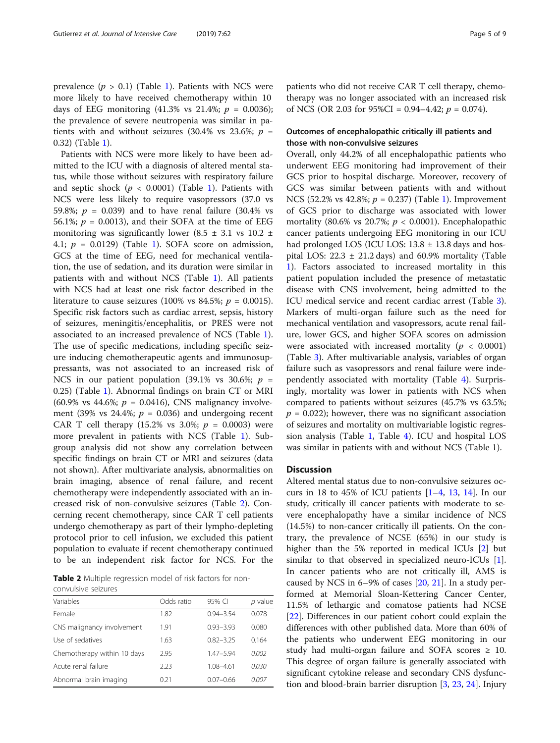prevalence ($p > 0.1$) (Table 1). Patients with NCS were more likely to have received chemotherapy within 10 days of EEG monitoring (41.3% vs 21.4%; $p = 0.0036$); the prevalence of severe neutropenia was similar in patients with and without seizures (30.4% vs 23.6%; $p = 0.32$) (Table 1).

Patients with NCS were more likely to have been admitted to the ICU with a diagnosis of altered mental status, while those without seizures with respiratory failure and septic shock ($p < 0.0001$) (Table 1). Patients with NCS were less likely to require vasopressors (37.0 vs 59.8%; $p = 0.039$) and to have renal failure (30.4% vs 56.1%; $p = 0.0013$), and their SOFA at the time of EEG monitoring was significantly lower (8.5 ± 3.1 vs 10.2 ± 4.1; $p = 0.0129$) (Table 1). SOFA score on admission, GCS at the time of EEG, need for mechanical ventilation, the use of sedation, and its duration were similar in patients with and without NCS (Table 1). All patients with NCS had at least one risk factor described in the literature to cause seizures (100% vs 84.5%; $p = 0.0015$). Specific risk factors such as cardiac arrest, sepsis, history of seizures, meningitis/encephalitis, or PRES were not associated to an increased prevalence of NCS (Table 1). The use of specific medications, including specific seizure inducing chemotherapeutic agents and immunosuppressants, was not associated to an increased risk of NCS in our patient population (39.1% vs 30.6%; $p = 0.25$) (Table 1). Abnormal findings on brain CT or MRI (60.9% vs 44.6%; $p = 0.0416$), CNS malignancy involvement (39% vs 24.4%; $p = 0.036$) and undergoing recent CAR T cell therapy (15.2% vs 3.0%; $p = 0.0003$) were more prevalent in patients with NCS (Table 1). Subgroup analysis did not show any correlation between specific findings on brain CT or MRI and seizures (data not shown). After multivariate analysis, abnormalities on brain imaging, absence of renal failure, and recent chemotherapy were independently associated with an increased risk of non-convulsive seizures (Table 2). Concerning recent chemotherapy, since CAR T cell patients undergo chemotherapy as part of their lympho-depleting protocol prior to cell infusion, we excluded this patient population to evaluate if recent chemotherapy continued to be an independent risk factor for NCS. For the patients who did not receive CAR T cell therapy, chemotherapy was no longer associated with an increased risk of NCS (OR 2.03 for 95%CI = 0.94–4.42; $p = 0.074$).

**Table 2** Multiple regression model of risk factors for non-convulsive seizures

| Variables | Odds ratio | 95% CI | *p* value |
|---|---|---|---|
| Female | 1.82 | 0.94–3.54 | 0.078 |
| CNS malignancy involvement | 1.91 | 0.93–3.93 | 0.080 |
| Use of sedatives | 1.63 | 0.82–3.25 | 0.164 |
| Chemotherapy within 10 days | 2.95 | 1.47–5.94 | *0.002* |
| Acute renal failure | 2.23 | 1.08–4.61 | *0.030* |
| Abnormal brain imaging | 0.21 | 0.07–0.66 | *0.007* |

### Outcomes of encephalopathic critically ill patients and those with non-convulsive seizures

Overall, only 44.2% of all encephalopathic patients who underwent EEG monitoring had improvement of their GCS prior to hospital discharge. Moreover, recovery of GCS was similar between patients with and without NCS (52.2% vs 42.8%; $p = 0.237$) (Table 1). Improvement of GCS prior to discharge was associated with lower mortality (80.6% vs 20.7%; $p < 0.0001$). Encephalopathic cancer patients undergoing EEG monitoring in our ICU had prolonged LOS (ICU LOS: 13.8 ± 13.8 days and hospital LOS: 22.3 ± 21.2 days) and 60.9% mortality (Table 1). Factors associated to increased mortality in this patient population included the presence of metastatic disease with CNS involvement, being admitted to the ICU medical service and recent cardiac arrest (Table 3). Markers of multi-organ failure such as the need for mechanical ventilation and vasopressors, acute renal failure, lower GCS, and higher SOFA scores on admission were associated with increased mortality ($p < 0.0001$) (Table 3). After multivariable analysis, variables of organ failure such as vasopressors and renal failure were independently associated with mortality (Table 4). Surprisingly, mortality was lower in patients with NCS when compared to patients without seizures (45.7% vs 63.5%; $p = 0.022$); however, there was no significant association of seizures and mortality on multivariable logistic regression analysis (Table 1, Table 4). ICU and hospital LOS was similar in patients with and without NCS (Table 1).

## Discussion

Altered mental status due to non-convulsive seizures occurs in 18 to 45% of ICU patients [1–4, 13, 14]. In our study, critically ill cancer patients with moderate to severe encephalopathy have a similar incidence of NCS (14.5%) to non-cancer critically ill patients. On the contrary, the prevalence of NCSE (65%) in our study is higher than the 5% reported in medical ICUs [2] but similar to that observed in specialized neuro-ICUs [1]. In cancer patients who are not critically ill, AMS is caused by NCS in 6–9% of cases [20, 21]. In a study performed at Memorial Sloan-Kettering Cancer Center, 11.5% of lethargic and comatose patients had NCSE [22]. Differences in our patient cohort could explain the differences with other published data. More than 60% of the patients who underwent EEG monitoring in our study had multi-organ failure and SOFA scores ≥ 10. This degree of organ failure is generally associated with significant cytokine release and secondary CNS dysfunction and blood-brain barrier disruption [3, 23, 24]. Injury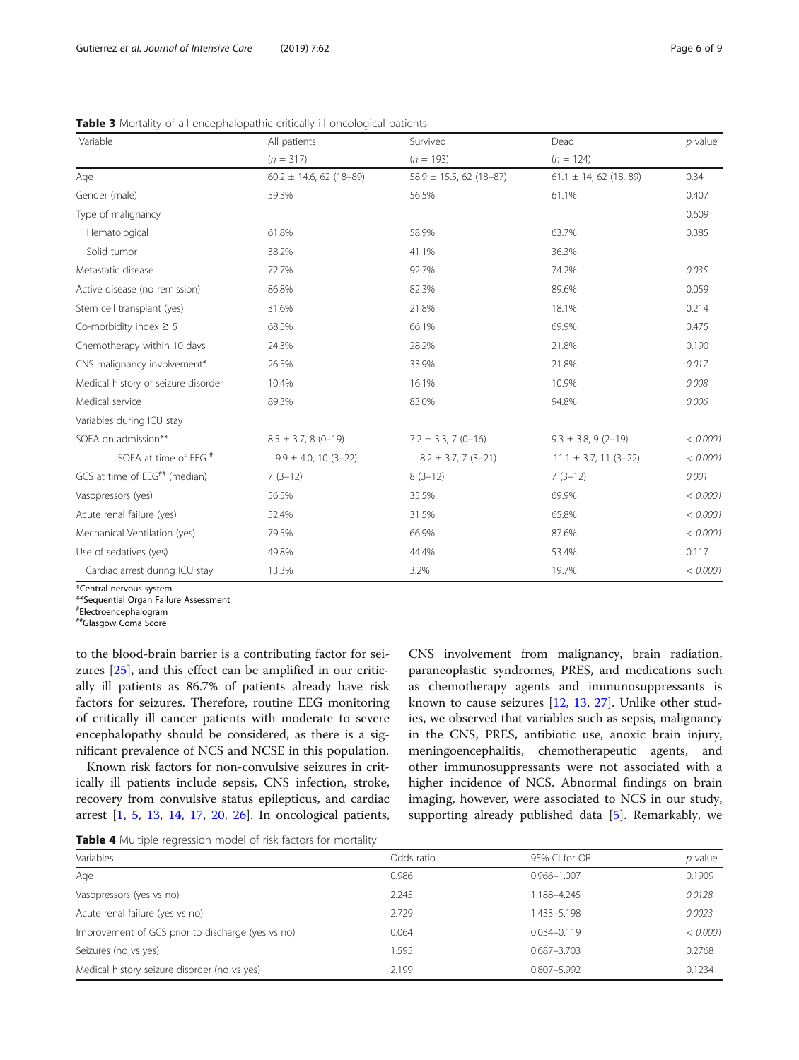**Table 3** Mortality of all encephalopathic critically ill oncological patients

| Variable | All patients | Survived | Dead | *p* value |
|---|---|---|---|---|
| | ($n$ = 317) | ($n$ = 193) | ($n$ = 124) | |
| Age | 60.2 ± 14.6, 62 (18–89) | 58.9 ± 15.5, 62 (18–87) | 61.1 ± 14, 62 (18, 89) | 0.34 |
| Gender (male) | 59.3% | 56.5% | 61.1% | 0.407 |
| Type of malignancy | | | | 0.609 |
| Hematological | 61.8% | 58.9% | 63.7% | 0.385 |
| Solid tumor | 38.2% | 41.1% | 36.3% | |
| Metastatic disease | 72.7% | 92.7% | 74.2% | *0.035* |
| Active disease (no remission) | 86.8% | 82.3% | 89.6% | 0.059 |
| Stem cell transplant (yes) | 31.6% | 21.8% | 18.1% | 0.214 |
| Co-morbidity index ≥ 5 | 68.5% | 66.1% | 69.9% | 0.475 |
| Chemotherapy within 10 days | 24.3% | 28.2% | 21.8% | 0.190 |
| CNS malignancy involvement* | 26.5% | 33.9% | 21.8% | *0.017* |
| Medical history of seizure disorder | 10.4% | 16.1% | 10.9% | *0.008* |
| Medical service | 89.3% | 83.0% | 94.8% | *0.006* |
| Variables during ICU stay | | | | |
| SOFA on admission** | 8.5 ± 3.7, 8 (0–19) | 7.2 ± 3.3, 7 (0–16) | 9.3 ± 3.8, 9 (2–19) | *< 0.0001* |
| SOFA at time of EEG # | 9.9 ± 4.0, 10 (3–22) | 8.2 ± 3.7, 7 (3–21) | 11.1 ± 3.7, 11 (3–22) | *< 0.0001* |
| GCS at time of EEG## (median) | 7 (3–12) | 8 (3–12) | 7 (3–12) | *0.001* |
| Vasopressors (yes) | 56.5% | 35.5% | 69.9% | *< 0.0001* |
| Acute renal failure (yes) | 52.4% | 31.5% | 65.8% | *< 0.0001* |
| Mechanical Ventilation (yes) | 79.5% | 66.9% | 87.6% | *< 0.0001* |
| Use of sedatives (yes) | 49.8% | 44.4% | 53.4% | 0.117 |
| Cardiac arrest during ICU stay | 13.3% | 3.2% | 19.7% | *< 0.0001* |

*Central nervous system
**Sequential Organ Failure Assessment
#Electroencephalogram
##Glasgow Coma Score

to the blood-brain barrier is a contributing factor for seizures [25], and this effect can be amplified in our critically ill patients as 86.7% of patients already have risk factors for seizures. Therefore, routine EEG monitoring of critically ill cancer patients with moderate to severe encephalopathy should be considered, as there is a significant prevalence of NCS and NCSE in this population.

Known risk factors for non-convulsive seizures in critically ill patients include sepsis, CNS infection, stroke, recovery from convulsive status epilepticus, and cardiac arrest [1, 5, 13, 14, 17, 20, 26]. In oncological patients, CNS involvement from malignancy, brain radiation, paraneoplastic syndromes, PRES, and medications such as chemotherapy agents and immunosuppressants is known to cause seizures [12, 13, 27]. Unlike other studies, we observed that variables such as sepsis, malignancy in the CNS, PRES, antibiotic use, anoxic brain injury, meningoencephalitis, chemotherapeutic agents, and other immunosuppressants were not associated with a higher incidence of NCS. Abnormal findings on brain imaging, however, were associated to NCS in our study, supporting already published data [5]. Remarkably, we

**Table 4** Multiple regression model of risk factors for mortality

| Variables | Odds ratio | 95% CI for OR | *p* value |
|---|---|---|---|
| Age | 0.986 | 0.966–1.007 | 0.1909 |
| Vasopressors (yes vs no) | 2.245 | 1.188–4.245 | *0.0128* |
| Acute renal failure (yes vs no) | 2.729 | 1.433–5.198 | *0.0023* |
| Improvement of GCS prior to discharge (yes vs no) | 0.064 | 0.034–0.119 | *< 0.0001* |
| Seizures (no vs yes) | 1.595 | 0.687–3.703 | 0.2768 |
| Medical history seizure disorder (no vs yes) | 2.199 | 0.807–5.992 | 0.1234 |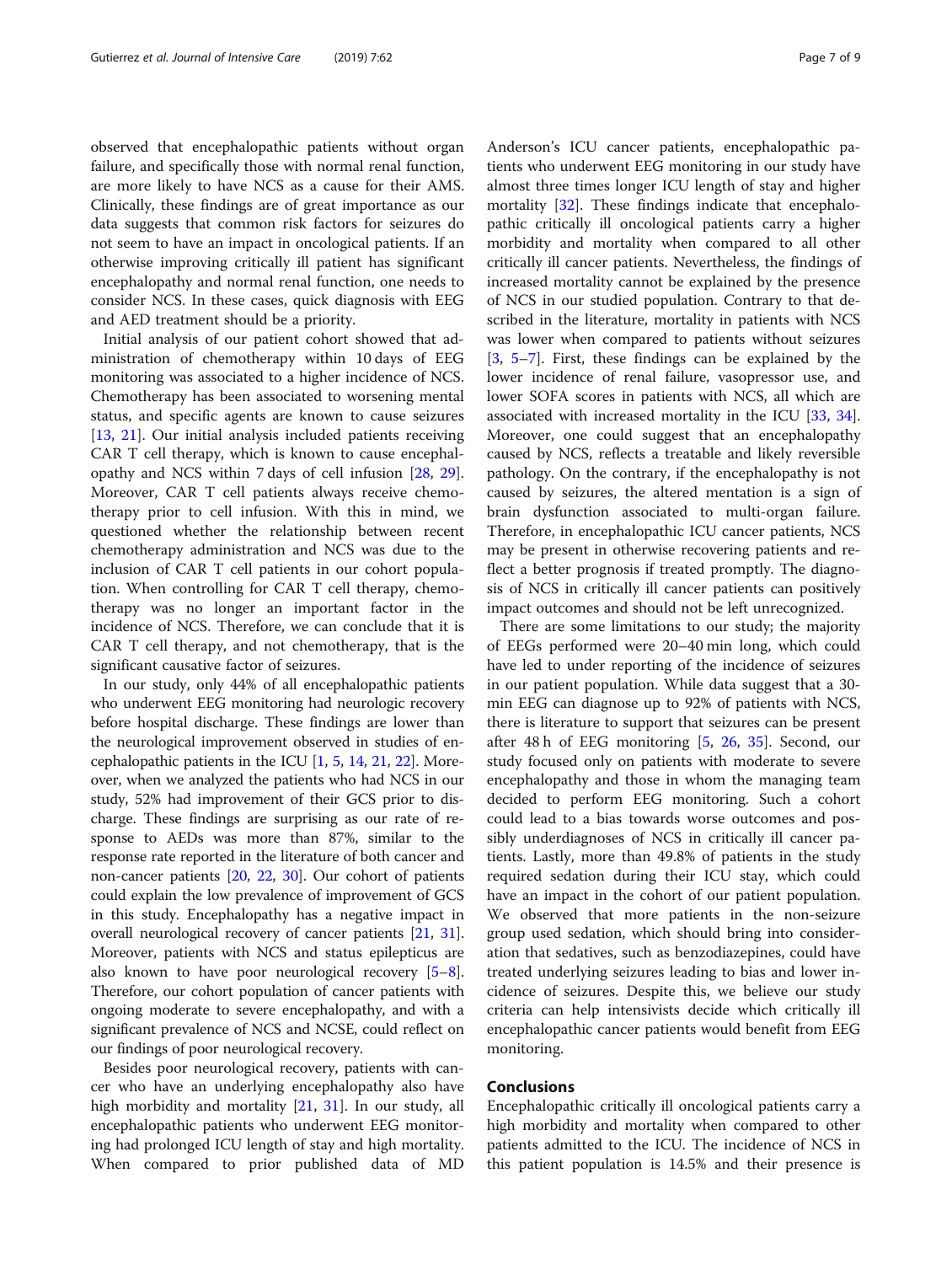observed that encephalopathic patients without organ failure, and specifically those with normal renal function, are more likely to have NCS as a cause for their AMS. Clinically, these findings are of great importance as our data suggests that common risk factors for seizures do not seem to have an impact in oncological patients. If an otherwise improving critically ill patient has significant encephalopathy and normal renal function, one needs to consider NCS. In these cases, quick diagnosis with EEG and AED treatment should be a priority.

Initial analysis of our patient cohort showed that administration of chemotherapy within 10 days of EEG monitoring was associated to a higher incidence of NCS. Chemotherapy has been associated to worsening mental status, and specific agents are known to cause seizures [13, 21]. Our initial analysis included patients receiving CAR T cell therapy, which is known to cause encephalopathy and NCS within 7 days of cell infusion [28, 29]. Moreover, CAR T cell patients always receive chemotherapy prior to cell infusion. With this in mind, we questioned whether the relationship between recent chemotherapy administration and NCS was due to the inclusion of CAR T cell patients in our cohort population. When controlling for CAR T cell therapy, chemotherapy was no longer an important factor in the incidence of NCS. Therefore, we can conclude that it is CAR T cell therapy, and not chemotherapy, that is the significant causative factor of seizures.

In our study, only 44% of all encephalopathic patients who underwent EEG monitoring had neurologic recovery before hospital discharge. These findings are lower than the neurological improvement observed in studies of encephalopathic patients in the ICU [1, 5, 14, 21, 22]. Moreover, when we analyzed the patients who had NCS in our study, 52% had improvement of their GCS prior to discharge. These findings are surprising as our rate of response to AEDs was more than 87%, similar to the response rate reported in the literature of both cancer and non-cancer patients [20, 22, 30]. Our cohort of patients could explain the low prevalence of improvement of GCS in this study. Encephalopathy has a negative impact in overall neurological recovery of cancer patients [21, 31]. Moreover, patients with NCS and status epilepticus are also known to have poor neurological recovery [5–8]. Therefore, our cohort population of cancer patients with ongoing moderate to severe encephalopathy, and with a significant prevalence of NCS and NCSE, could reflect on our findings of poor neurological recovery.

Besides poor neurological recovery, patients with cancer who have an underlying encephalopathy also have high morbidity and mortality [21, 31]. In our study, all encephalopathic patients who underwent EEG monitoring had prolonged ICU length of stay and high mortality. When compared to prior published data of MD Anderson's ICU cancer patients, encephalopathic patients who underwent EEG monitoring in our study have almost three times longer ICU length of stay and higher mortality [32]. These findings indicate that encephalopathic critically ill oncological patients carry a higher morbidity and mortality when compared to all other critically ill cancer patients. Nevertheless, the findings of increased mortality cannot be explained by the presence of NCS in our studied population. Contrary to that described in the literature, mortality in patients with NCS was lower when compared to patients without seizures [3, 5–7]. First, these findings can be explained by the lower incidence of renal failure, vasopressor use, and lower SOFA scores in patients with NCS, all which are associated with increased mortality in the ICU [33, 34]. Moreover, one could suggest that an encephalopathy caused by NCS, reflects a treatable and likely reversible pathology. On the contrary, if the encephalopathy is not caused by seizures, the altered mentation is a sign of brain dysfunction associated to multi-organ failure. Therefore, in encephalopathic ICU cancer patients, NCS may be present in otherwise recovering patients and reflect a better prognosis if treated promptly. The diagnosis of NCS in critically ill cancer patients can positively impact outcomes and should not be left unrecognized.

There are some limitations to our study; the majority of EEGs performed were 20–40 min long, which could have led to under reporting of the incidence of seizures in our patient population. While data suggest that a 30-min EEG can diagnose up to 92% of patients with NCS, there is literature to support that seizures can be present after 48 h of EEG monitoring [5, 26, 35]. Second, our study focused only on patients with moderate to severe encephalopathy and those in whom the managing team decided to perform EEG monitoring. Such a cohort could lead to a bias towards worse outcomes and possibly underdiagnoses of NCS in critically ill cancer patients. Lastly, more than 49.8% of patients in the study required sedation during their ICU stay, which could have an impact in the cohort of our patient population. We observed that more patients in the non-seizure group used sedation, which should bring into consideration that sedatives, such as benzodiazepines, could have treated underlying seizures leading to bias and lower incidence of seizures. Despite this, we believe our study criteria can help intensivists decide which critically ill encephalopathic cancer patients would benefit from EEG monitoring.

## Conclusions

Encephalopathic critically ill oncological patients carry a high morbidity and mortality when compared to other patients admitted to the ICU. The incidence of NCS in this patient population is 14.5% and their presence is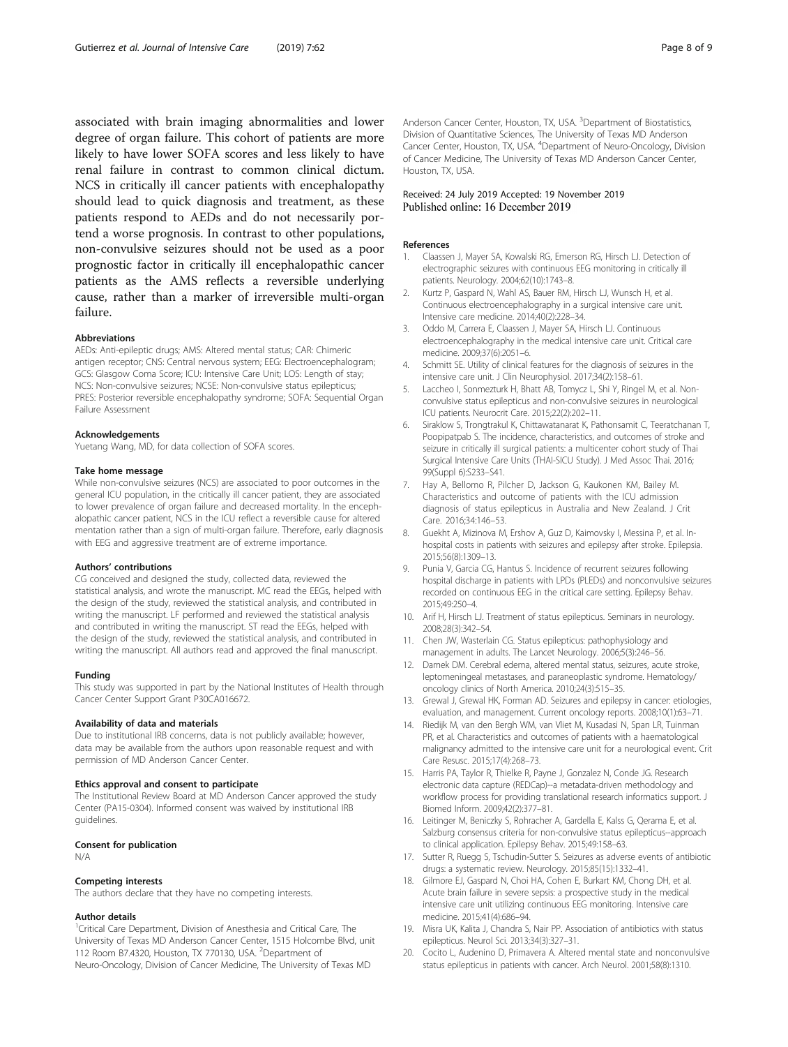associated with brain imaging abnormalities and lower degree of organ failure. This cohort of patients are more likely to have lower SOFA scores and less likely to have renal failure in contrast to common clinical dictum. NCS in critically ill cancer patients with encephalopathy should lead to quick diagnosis and treatment, as these patients respond to AEDs and do not necessarily portend a worse prognosis. In contrast to other populations, non-convulsive seizures should not be used as a poor prognostic factor in critically ill encephalopathic cancer patients as the AMS reflects a reversible underlying cause, rather than a marker of irreversible multi-organ failure.

#### Abbreviations

AEDs: Anti-epileptic drugs; AMS: Altered mental status; CAR: Chimeric antigen receptor; CNS: Central nervous system; EEG: Electroencephalogram; GCS: Glasgow Coma Score; ICU: Intensive Care Unit; LOS: Length of stay; NCS: Non-convulsive seizures; NCSE: Non-convulsive status epilepticus; PRES: Posterior reversible encephalopathy syndrome; SOFA: Sequential Organ Failure Assessment

#### Acknowledgements

Yuetang Wang, MD, for data collection of SOFA scores.

#### Take home message

While non-convulsive seizures (NCS) are associated to poor outcomes in the general ICU population, in the critically ill cancer patient, they are associated to lower prevalence of organ failure and decreased mortality. In the encephalopathic cancer patient, NCS in the ICU reflect a reversible cause for altered mentation rather than a sign of multi-organ failure. Therefore, early diagnosis with EEG and aggressive treatment are of extreme importance.

#### Authors' contributions

CG conceived and designed the study, collected data, reviewed the statistical analysis, and wrote the manuscript. MC read the EEGs, helped with the design of the study, reviewed the statistical analysis, and contributed in writing the manuscript. LF performed and reviewed the statistical analysis and contributed in writing the manuscript. ST read the EEGs, helped with the design of the study, reviewed the statistical analysis, and contributed in writing the manuscript. All authors read and approved the final manuscript.

#### Funding

This study was supported in part by the National Institutes of Health through Cancer Center Support Grant P30CA016672.

#### Availability of data and materials

Due to institutional IRB concerns, data is not publicly available; however, data may be available from the authors upon reasonable request and with permission of MD Anderson Cancer Center.

#### Ethics approval and consent to participate

The Institutional Review Board at MD Anderson Cancer approved the study Center (PA15-0304). Informed consent was waived by institutional IRB guidelines.

#### Consent for publication

N/A

#### Competing interests

The authors declare that they have no competing interests.

#### Author details

[1]Critical Care Department, Division of Anesthesia and Critical Care, The University of Texas MD Anderson Cancer Center, 1515 Holcombe Blvd, unit 112 Room B7.4320, Houston, TX 770130, USA. [2]Department of Neuro-Oncology, Division of Cancer Medicine, The University of Texas MD Anderson Cancer Center, Houston, TX, USA. [3]Department of Biostatistics, Division of Quantitative Sciences, The University of Texas MD Anderson Cancer Center, Houston, TX, USA. [4]Department of Neuro-Oncology, Division of Cancer Medicine, The University of Texas MD Anderson Cancer Center, Houston, TX, USA.

Received: 24 July 2019 Accepted: 19 November 2019
Published online: 16 December 2019

#### References

1. Claassen J, Mayer SA, Kowalski RG, Emerson RG, Hirsch LJ. Detection of electrographic seizures with continuous EEG monitoring in critically ill patients. Neurology. 2004;62(10):1743–8.
2. Kurtz P, Gaspard N, Wahl AS, Bauer RM, Hirsch LJ, Wunsch H, et al. Continuous electroencephalography in a surgical intensive care unit. Intensive care medicine. 2014;40(2):228–34.
3. Oddo M, Carrera E, Claassen J, Mayer SA, Hirsch LJ. Continuous electroencephalography in the medical intensive care unit. Critical care medicine. 2009;37(6):2051–6.
4. Schmitt SE. Utility of clinical features for the diagnosis of seizures in the intensive care unit. J Clin Neurophysiol. 2017;34(2):158–61.
5. Laccheo I, Sonmezturk H, Bhatt AB, Tomycz L, Shi Y, Ringel M, et al. Non-convulsive status epilepticus and non-convulsive seizures in neurological ICU patients. Neurocrit Care. 2015;22(2):202–11.
6. Siraklow S, Trongtrakul K, Chittawatanarat K, Pathonsamit C, Teeratchanan T, Poopipatpab S. The incidence, characteristics, and outcomes of stroke and seizure in critically ill surgical patients: a multicenter cohort study of Thai Surgical Intensive Care Units (THAI-SICU Study). J Med Assoc Thai. 2016; 99(Suppl 6):S233–S41.
7. Hay A, Bellomo R, Pilcher D, Jackson G, Kaukonen KM, Bailey M. Characteristics and outcome of patients with the ICU admission diagnosis of status epilepticus in Australia and New Zealand. J Crit Care. 2016;34:146–53.
8. Guekht A, Mizinova M, Ershov A, Guz D, Kaimovsky I, Messina P, et al. In-hospital costs in patients with seizures and epilepsy after stroke. Epilepsia. 2015;56(8):1309–13.
9. Punia V, Garcia CG, Hantus S. Incidence of recurrent seizures following hospital discharge in patients with LPDs (PLEDs) and nonconvulsive seizures recorded on continuous EEG in the critical care setting. Epilepsy Behav. 2015;49:250–4.
10. Arif H, Hirsch LJ. Treatment of status epilepticus. Seminars in neurology. 2008;28(3):342–54.
11. Chen JW, Wasterlain CG. Status epilepticus: pathophysiology and management in adults. The Lancet Neurology. 2006;5(3):246–56.
12. Damek DM. Cerebral edema, altered mental status, seizures, acute stroke, leptomeningeal metastases, and paraneoplastic syndrome. Hematology/oncology clinics of North America. 2010;24(3):515–35.
13. Grewal J, Grewal HK, Forman AD. Seizures and epilepsy in cancer: etiologies, evaluation, and management. Current oncology reports. 2008;10(1):63–71.
14. Riedijk M, van den Bergh WM, van Vliet M, Kusadasi N, Span LR, Tuinman PR, et al. Characteristics and outcomes of patients with a haematological malignancy admitted to the intensive care unit for a neurological event. Crit Care Resusc. 2015;17(4):268–73.
15. Harris PA, Taylor R, Thielke R, Payne J, Gonzalez N, Conde JG. Research electronic data capture (REDCap)--a metadata-driven methodology and workflow process for providing translational research informatics support. J Biomed Inform. 2009;42(2):377–81.
16. Leitinger M, Beniczky S, Rohracher A, Gardella E, Kalss G, Qerama E, et al. Salzburg consensus criteria for non-convulsive status epilepticus--approach to clinical application. Epilepsy Behav. 2015;49:158–63.
17. Sutter R, Ruegg S, Tschudin-Sutter S. Seizures as adverse events of antibiotic drugs: a systematic review. Neurology. 2015;85(15):1332–41.
18. Gilmore EJ, Gaspard N, Choi HA, Cohen E, Burkart KM, Chong DH, et al. Acute brain failure in severe sepsis: a prospective study in the medical intensive care unit utilizing continuous EEG monitoring. Intensive care medicine. 2015;41(4):686–94.
19. Misra UK, Kalita J, Chandra S, Nair PP. Association of antibiotics with status epilepticus. Neurol Sci. 2013;34(3):327–31.
20. Cocito L, Audenino D, Primavera A. Altered mental state and nonconvulsive status epilepticus in patients with cancer. Arch Neurol. 2001;58(8):1310.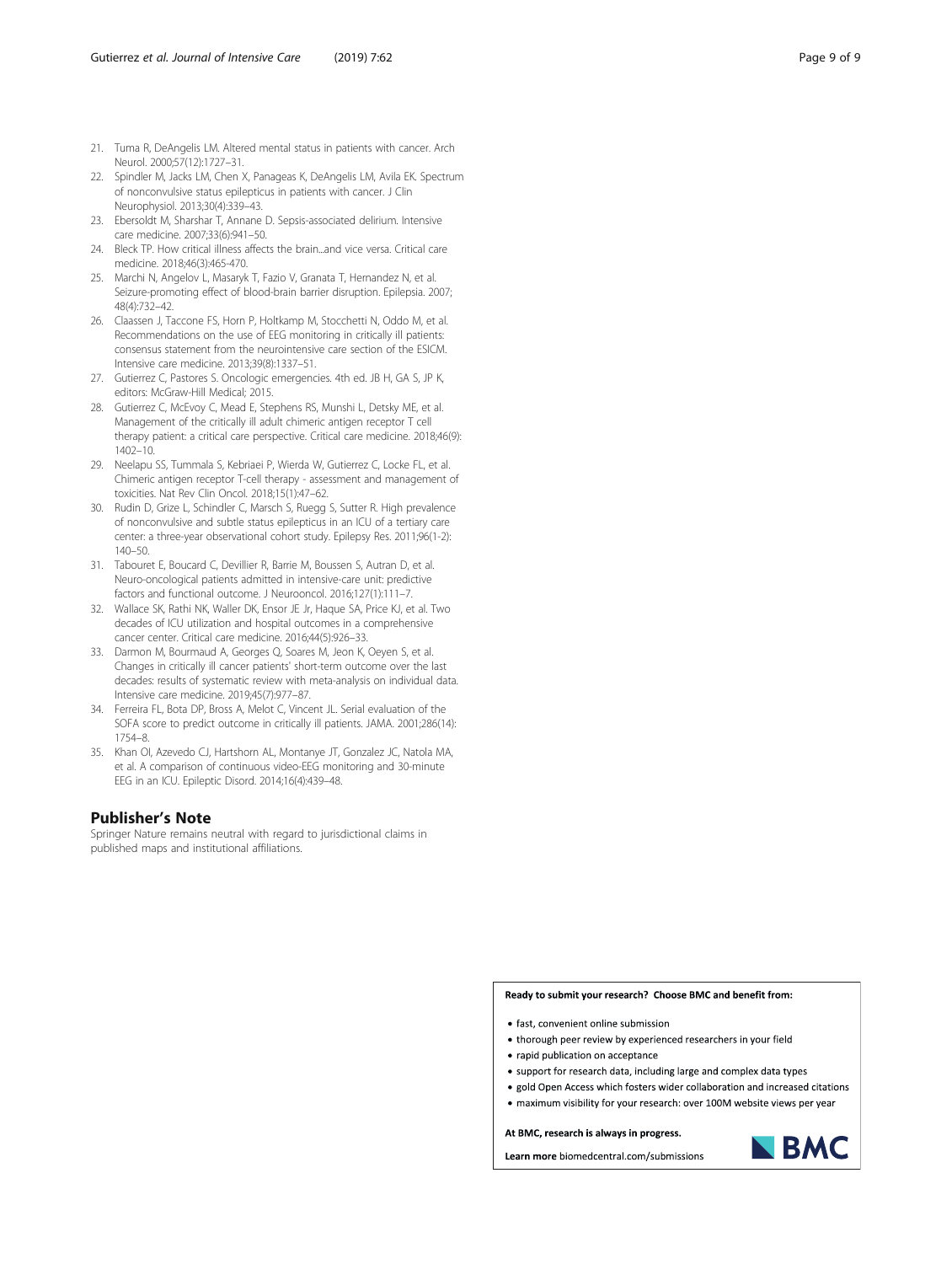21. Tuma R, DeAngelis LM. Altered mental status in patients with cancer. Arch Neurol. 2000;57(12):1727–31.
22. Spindler M, Jacks LM, Chen X, Panageas K, DeAngelis LM, Avila EK. Spectrum of nonconvulsive status epilepticus in patients with cancer. J Clin Neurophysiol. 2013;30(4):339–43.
23. Ebersoldt M, Sharshar T, Annane D. Sepsis-associated delirium. Intensive care medicine. 2007;33(6):941–50.
24. Bleck TP. How critical illness affects the brain...and vice versa. Critical care medicine. 2018;46(3):465-470.
25. Marchi N, Angelov L, Masaryk T, Fazio V, Granata T, Hernandez N, et al. Seizure-promoting effect of blood-brain barrier disruption. Epilepsia. 2007; 48(4):732–42.
26. Claassen J, Taccone FS, Horn P, Holtkamp M, Stocchetti N, Oddo M, et al. Recommendations on the use of EEG monitoring in critically ill patients: consensus statement from the neurointensive care section of the ESICM. Intensive care medicine. 2013;39(8):1337–51.
27. Gutierrez C, Pastores S. Oncologic emergencies. 4th ed. JB H, GA S, JP K, editors: McGraw-Hill Medical; 2015.
28. Gutierrez C, McEvoy C, Mead E, Stephens RS, Munshi L, Detsky ME, et al. Management of the critically ill adult chimeric antigen receptor T cell therapy patient: a critical care perspective. Critical care medicine. 2018;46(9): 1402–10.
29. Neelapu SS, Tummala S, Kebriaei P, Wierda W, Gutierrez C, Locke FL, et al. Chimeric antigen receptor T-cell therapy - assessment and management of toxicities. Nat Rev Clin Oncol. 2018;15(1):47–62.
30. Rudin D, Grize L, Schindler C, Marsch S, Ruegg S, Sutter R. High prevalence of nonconvulsive and subtle status epilepticus in an ICU of a tertiary care center: a three-year observational cohort study. Epilepsy Res. 2011;96(1-2): 140–50.
31. Tabouret E, Boucard C, Devillier R, Barrie M, Boussen S, Autran D, et al. Neuro-oncological patients admitted in intensive-care unit: predictive factors and functional outcome. J Neurooncol. 2016;127(1):111–7.
32. Wallace SK, Rathi NK, Waller DK, Ensor JE Jr, Haque SA, Price KJ, et al. Two decades of ICU utilization and hospital outcomes in a comprehensive cancer center. Critical care medicine. 2016;44(5):926–33.
33. Darmon M, Bourmaud A, Georges Q, Soares M, Jeon K, Oeyen S, et al. Changes in critically ill cancer patients' short-term outcome over the last decades: results of systematic review with meta-analysis on individual data. Intensive care medicine. 2019;45(7):977–87.
34. Ferreira FL, Bota DP, Bross A, Melot C, Vincent JL. Serial evaluation of the SOFA score to predict outcome in critically ill patients. JAMA. 2001;286(14): 1754–8.
35. Khan OI, Azevedo CJ, Hartshorn AL, Montanye JT, Gonzalez JC, Natola MA, et al. A comparison of continuous video-EEG monitoring and 30-minute EEG in an ICU. Epileptic Disord. 2014;16(4):439–48.

## Publisher's Note

Springer Nature remains neutral with regard to jurisdictional claims in published maps and institutional affiliations.

**Ready to submit your research? Choose BMC and benefit from:**

- fast, convenient online submission
- thorough peer review by experienced researchers in your field
- rapid publication on acceptance
- support for research data, including large and complex data types
- gold Open Access which fosters wider collaboration and increased citations
- maximum visibility for your research: over 100M website views per year

**At BMC, research is always in progress.**

**Learn more** biomedcentral.com/submissions

BMC